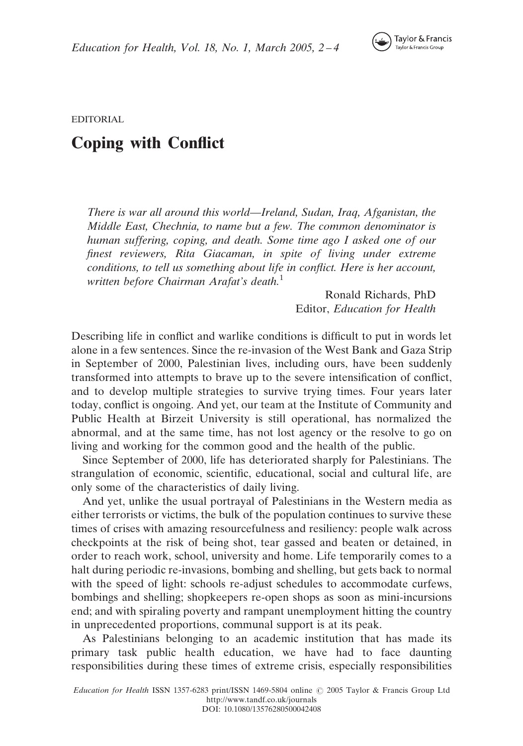EDITORIAL

# Coping with Conflict

*There is war all around this world—Ireland, Sudan, Iraq, Afganistan, the Middle East, Chechnia, to name but a few. The common denominator is human suffering, coping, and death. Some time ago I asked one of our finest reviewers, Rita Giacaman, in spite of living under extreme conditions, to tell us something about life in conflict. Here is her account, written before Chairman Arafat's death.*[1]

Ronald Richards, PhD
Editor, *Education for Health*

Describing life in conflict and warlike conditions is difficult to put in words let alone in a few sentences. Since the re-invasion of the West Bank and Gaza Strip in September of 2000, Palestinian lives, including ours, have been suddenly transformed into attempts to brave up to the severe intensification of conflict, and to develop multiple strategies to survive trying times. Four years later today, conflict is ongoing. And yet, our team at the Institute of Community and Public Health at Birzeit University is still operational, has normalized the abnormal, and at the same time, has not lost agency or the resolve to go on living and working for the common good and the health of the public.

Since September of 2000, life has deteriorated sharply for Palestinians. The strangulation of economic, scientific, educational, social and cultural life, are only some of the characteristics of daily living.

And yet, unlike the usual portrayal of Palestinians in the Western media as either terrorists or victims, the bulk of the population continues to survive these times of crises with amazing resourcefulness and resiliency: people walk across checkpoints at the risk of being shot, tear gassed and beaten or detained, in order to reach work, school, university and home. Life temporarily comes to a halt during periodic re-invasions, bombing and shelling, but gets back to normal with the speed of light: schools re-adjust schedules to accommodate curfews, bombings and shelling; shopkeepers re-open shops as soon as mini-incursions end; and with spiraling poverty and rampant unemployment hitting the country in unprecedented proportions, communal support is at its peak.

As Palestinians belonging to an academic institution that has made its primary task public health education, we have had to face daunting responsibilities during these times of extreme crisis, especially responsibilities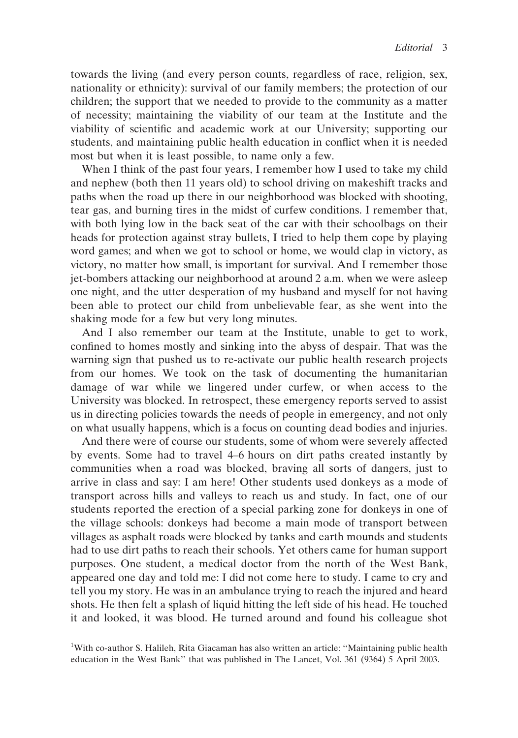towards the living (and every person counts, regardless of race, religion, sex, nationality or ethnicity): survival of our family members; the protection of our children; the support that we needed to provide to the community as a matter of necessity; maintaining the viability of our team at the Institute and the viability of scientific and academic work at our University; supporting our students, and maintaining public health education in conflict when it is needed most but when it is least possible, to name only a few.

When I think of the past four years, I remember how I used to take my child and nephew (both then 11 years old) to school driving on makeshift tracks and paths when the road up there in our neighborhood was blocked with shooting, tear gas, and burning tires in the midst of curfew conditions. I remember that, with both lying low in the back seat of the car with their schoolbags on their heads for protection against stray bullets, I tried to help them cope by playing word games; and when we got to school or home, we would clap in victory, as victory, no matter how small, is important for survival. And I remember those jet-bombers attacking our neighborhood at around 2 a.m. when we were asleep one night, and the utter desperation of my husband and myself for not having been able to protect our child from unbelievable fear, as she went into the shaking mode for a few but very long minutes.

And I also remember our team at the Institute, unable to get to work, confined to homes mostly and sinking into the abyss of despair. That was the warning sign that pushed us to re-activate our public health research projects from our homes. We took on the task of documenting the humanitarian damage of war while we lingered under curfew, or when access to the University was blocked. In retrospect, these emergency reports served to assist us in directing policies towards the needs of people in emergency, and not only on what usually happens, which is a focus on counting dead bodies and injuries.

And there were of course our students, some of whom were severely affected by events. Some had to travel 4–6 hours on dirt paths created instantly by communities when a road was blocked, braving all sorts of dangers, just to arrive in class and say: I am here! Other students used donkeys as a mode of transport across hills and valleys to reach us and study. In fact, one of our students reported the erection of a special parking zone for donkeys in one of the village schools: donkeys had become a main mode of transport between villages as asphalt roads were blocked by tanks and earth mounds and students had to use dirt paths to reach their schools. Yet others came for human support purposes. One student, a medical doctor from the north of the West Bank, appeared one day and told me: I did not come here to study. I came to cry and tell you my story. He was in an ambulance trying to reach the injured and heard shots. He then felt a splash of liquid hitting the left side of his head. He touched it and looked, it was blood. He turned around and found his colleague shot

[1]With co-author S. Halileh, Rita Giacaman has also written an article: "Maintaining public health education in the West Bank" that was published in The Lancet, Vol. 361 (9364) 5 April 2003.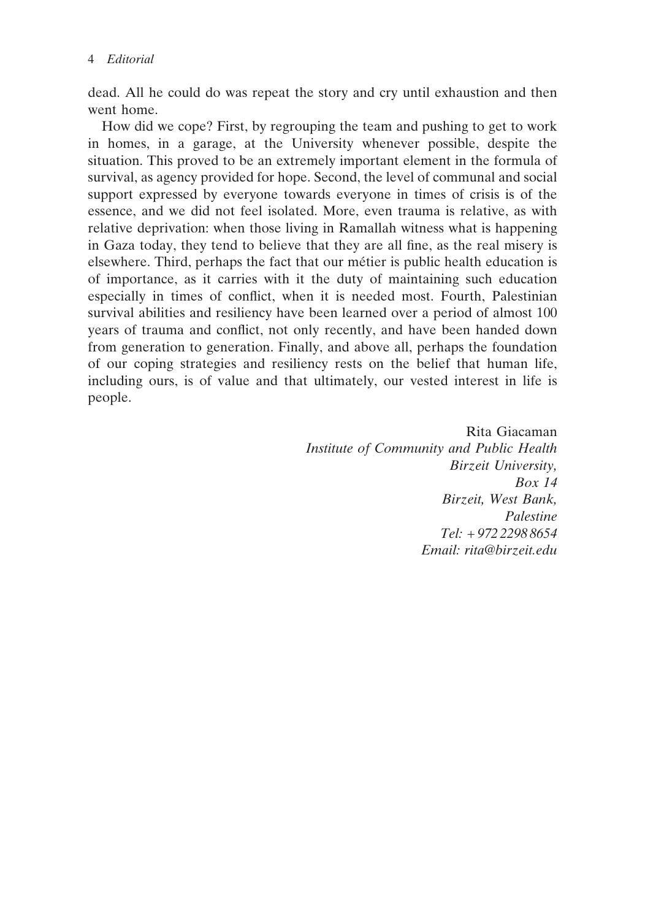dead. All he could do was repeat the story and cry until exhaustion and then went home.

How did we cope? First, by regrouping the team and pushing to get to work in homes, in a garage, at the University whenever possible, despite the situation. This proved to be an extremely important element in the formula of survival, as agency provided for hope. Second, the level of communal and social support expressed by everyone towards everyone in times of crisis is of the essence, and we did not feel isolated. More, even trauma is relative, as with relative deprivation: when those living in Ramallah witness what is happening in Gaza today, they tend to believe that they are all fine, as the real misery is elsewhere. Third, perhaps the fact that our métier is public health education is of importance, as it carries with it the duty of maintaining such education especially in times of conflict, when it is needed most. Fourth, Palestinian survival abilities and resiliency have been learned over a period of almost 100 years of trauma and conflict, not only recently, and have been handed down from generation to generation. Finally, and above all, perhaps the foundation of our coping strategies and resiliency rests on the belief that human life, including ours, is of value and that ultimately, our vested interest in life is people.

Rita Giacaman
*Institute of Community and Public Health*
*Birzeit University,*
*Box 14*
*Birzeit, West Bank,*
*Palestine*
*Tel: +972 2298 8654*
*Email: rita@birzeit.edu*